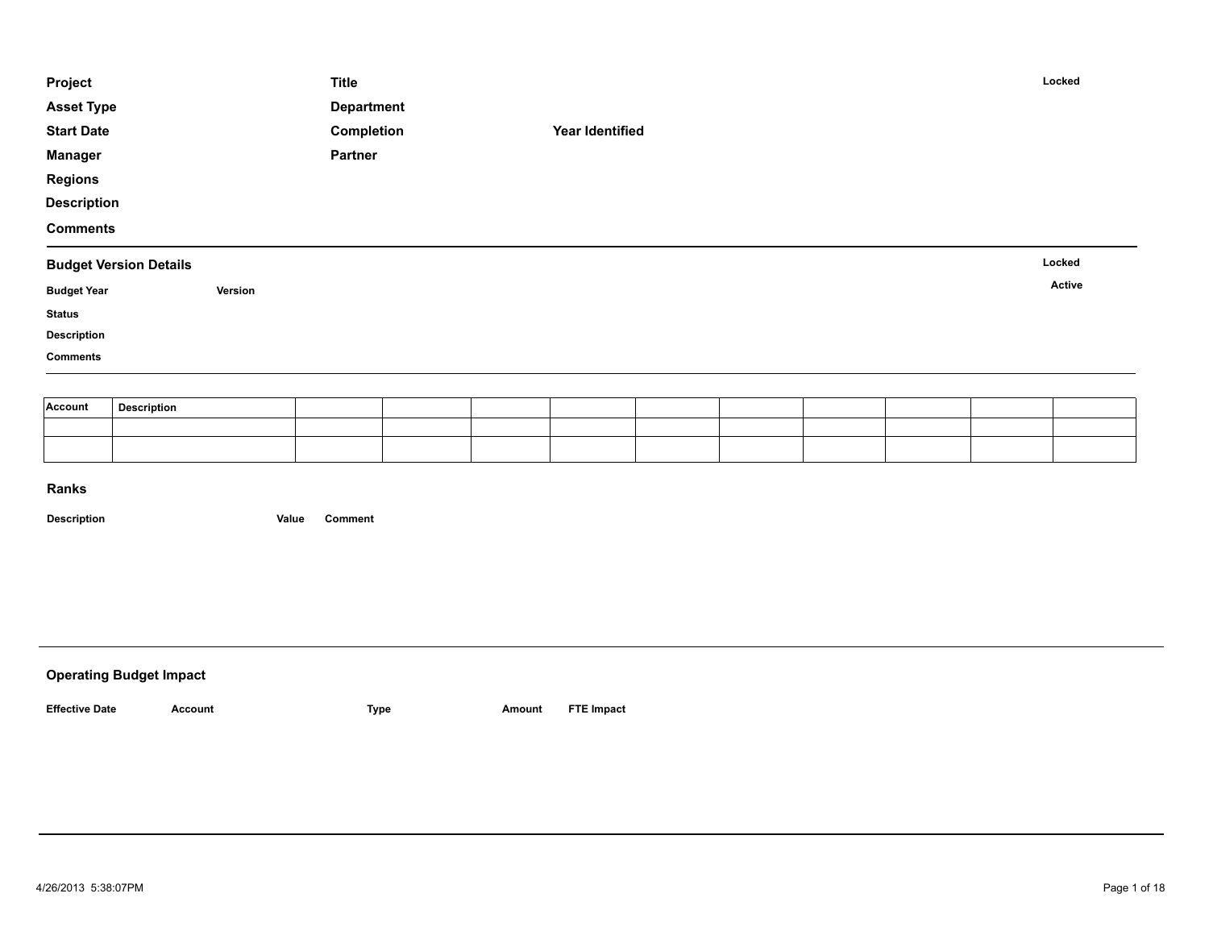**Project** **Title** **Locked**

**Asset Type** **Department**

**Start Date** **Completion** **Year Identified**

**Manager** **Partner**

**Regions**

**Description**

**Comments**

---

## Budget Version Details

**Locked**

**Budget Year** **Version** **Active**

**Status**

**Description**

**Comments**

---

| Account | Description | | | | | | | | | | |
|---|---|---|---|---|---|---|---|---|---|---|---|
| | | | | | | | | | | | |
| | | | | | | | | | | | |

## Ranks

**Description** **Value** **Comment**

---

## Operating Budget Impact

**Effective Date** **Account** **Type** **Amount** **FTE Impact**

---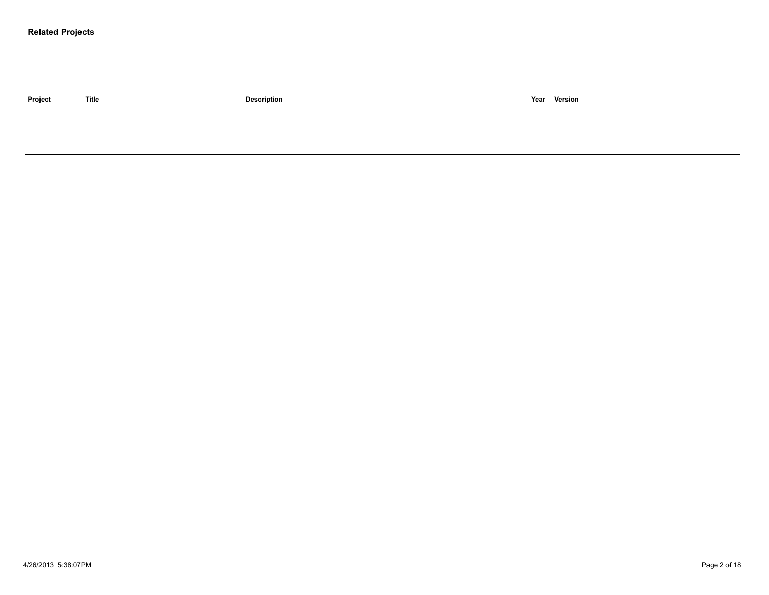**Related Projects**

| Project | Title | Description | Year | Version |
|---|---|---|---|---|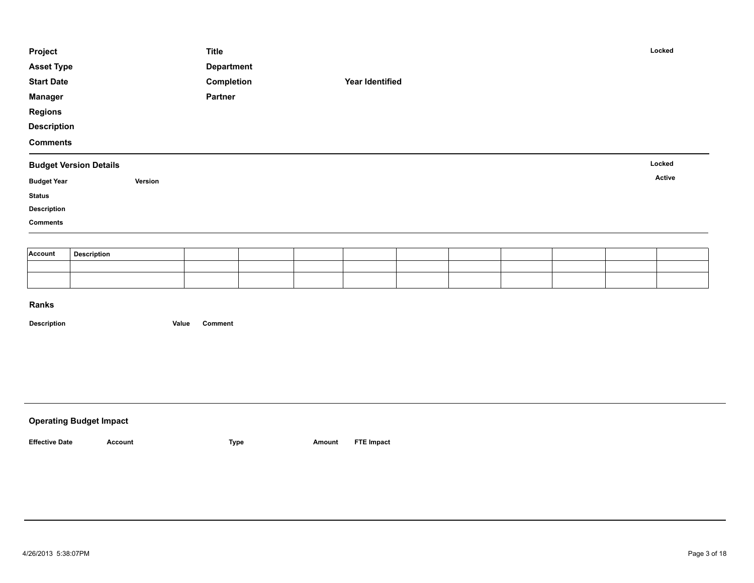**Project** | **Title** | **Locked**

**Asset Type** | **Department**

**Start Date** | **Completion** | **Year Identified**

**Manager** | **Partner**

**Regions**

**Description**

**Comments**

---

## Budget Version Details

**Locked**

**Budget Year** | **Version** | **Active**

**Status**

**Description**

**Comments**

---

| Account | Description | | | | | | | | | | |
|---|---|---|---|---|---|---|---|---|---|---|---|
| | | | | | | | | | | | |
| | | | | | | | | | | | |

## Ranks

| Description | Value | Comment |
|---|---|---|

---

## Operating Budget Impact

| Effective Date | Account | Type | Amount | FTE Impact |
|---|---|---|---|---|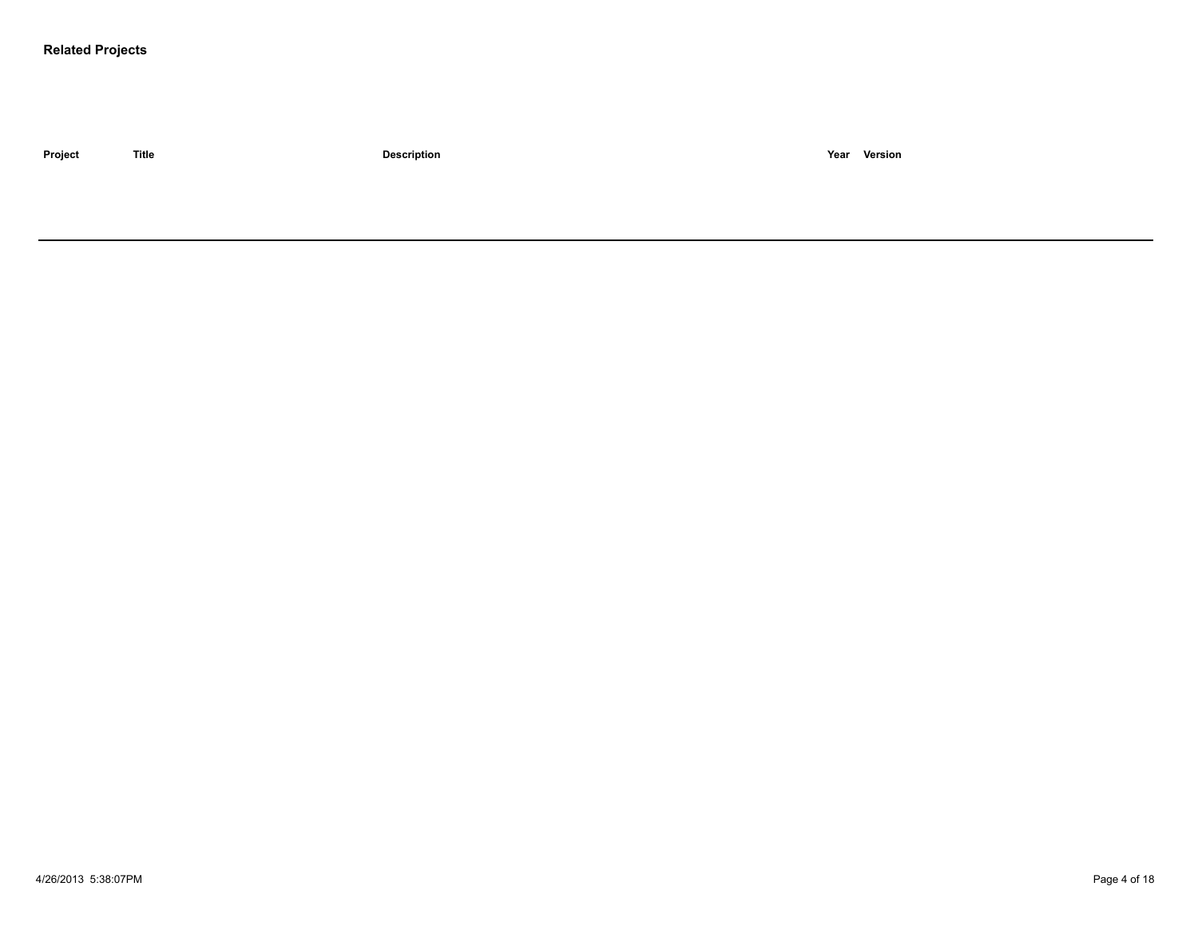**Related Projects**

| Project | Title | Description | Year | Version |
| --- | --- | --- | --- | --- |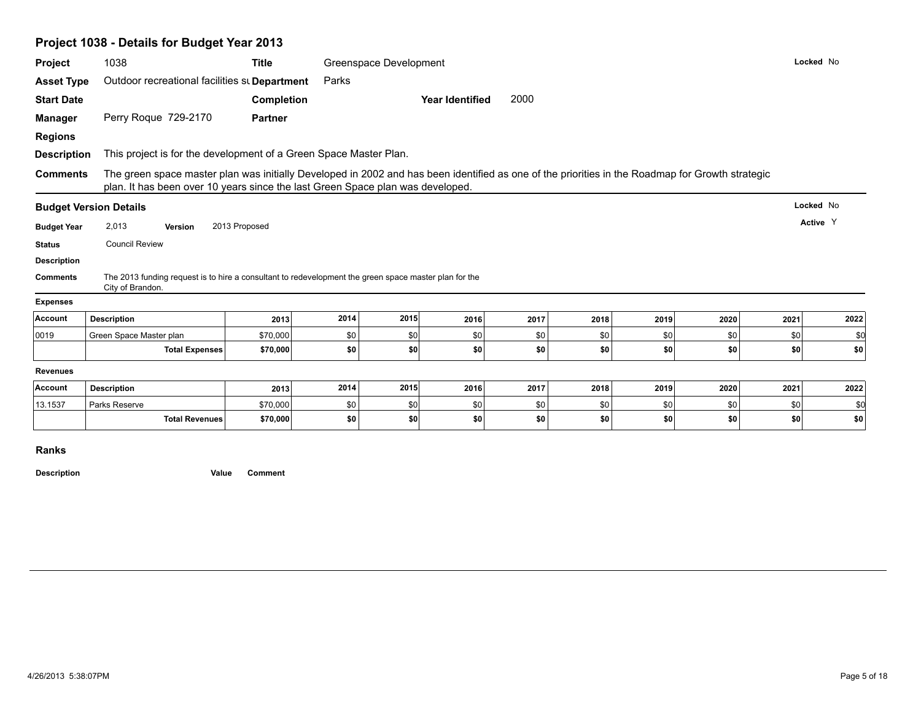## Project 1038 - Details for Budget Year 2013

**Project** 1038 **Title** Greenspace Development **Locked** No

**Asset Type** Outdoor recreational facilities su **Department** Parks

**Start Date** **Completion** **Year Identified** 2000

**Manager** Perry Roque 729-2170 **Partner**

**Regions**

**Description** This project is for the development of a Green Space Master Plan.

**Comments** The green space master plan was initially Developed in 2002 and has been identified as one of the priorities in the Roadmap for Growth strategic plan. It has been over 10 years since the last Green Space plan was developed.

### Budget Version Details

**Locked** No

**Active** Y

**Budget Year** 2,013 **Version** 2013 Proposed

**Status** Council Review

**Description**

**Comments** The 2013 funding request is to hire a consultant to redevelopment the green space master plan for the City of Brandon.

**Expenses**

| Account | Description | 2013 | 2014 | 2015 | 2016 | 2017 | 2018 | 2019 | 2020 | 2021 | 2022 |
|---|---|---|---|---|---|---|---|---|---|---|---|
| 0019 | Green Space Master plan | $70,000 | $0 | $0 | $0 | $0 | $0 | $0 | $0 | $0 | $0 |
| | **Total Expenses** | **$70,000** | **$0** | **$0** | **$0** | **$0** | **$0** | **$0** | **$0** | **$0** | **$0** |

**Revenues**

| Account | Description | 2013 | 2014 | 2015 | 2016 | 2017 | 2018 | 2019 | 2020 | 2021 | 2022 |
|---|---|---|---|---|---|---|---|---|---|---|---|
| 13.1537 | Parks Reserve | $70,000 | $0 | $0 | $0 | $0 | $0 | $0 | $0 | $0 | $0 |
| | **Total Revenues** | **$70,000** | **$0** | **$0** | **$0** | **$0** | **$0** | **$0** | **$0** | **$0** | **$0** |

### Ranks

| Description | Value | Comment |
|---|---|---|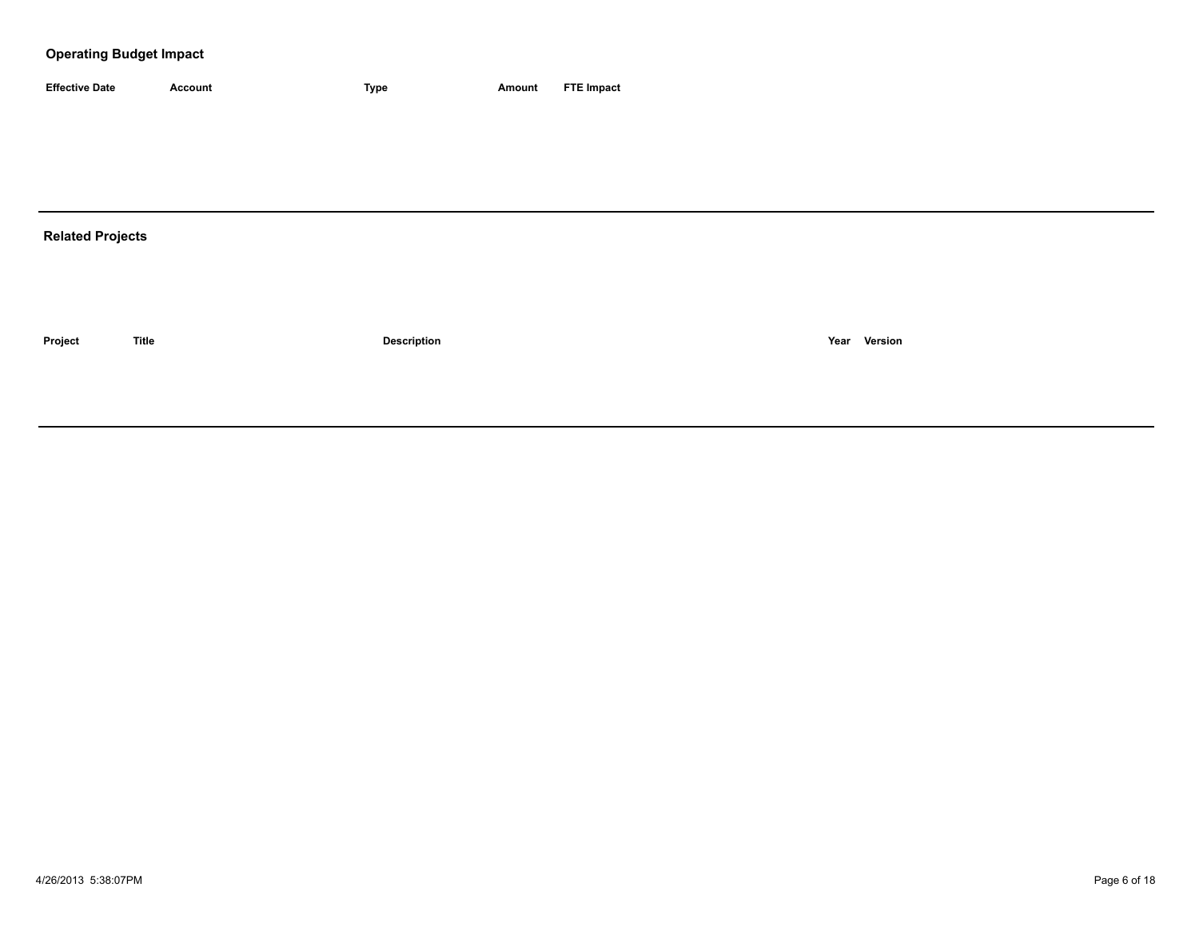## Operating Budget Impact

| Effective Date | Account | Type | Amount | FTE Impact |
| --- | --- | --- | --- | --- |

## Related Projects

| Project | Title | Description | Year | Version |
| --- | --- | --- | --- | --- |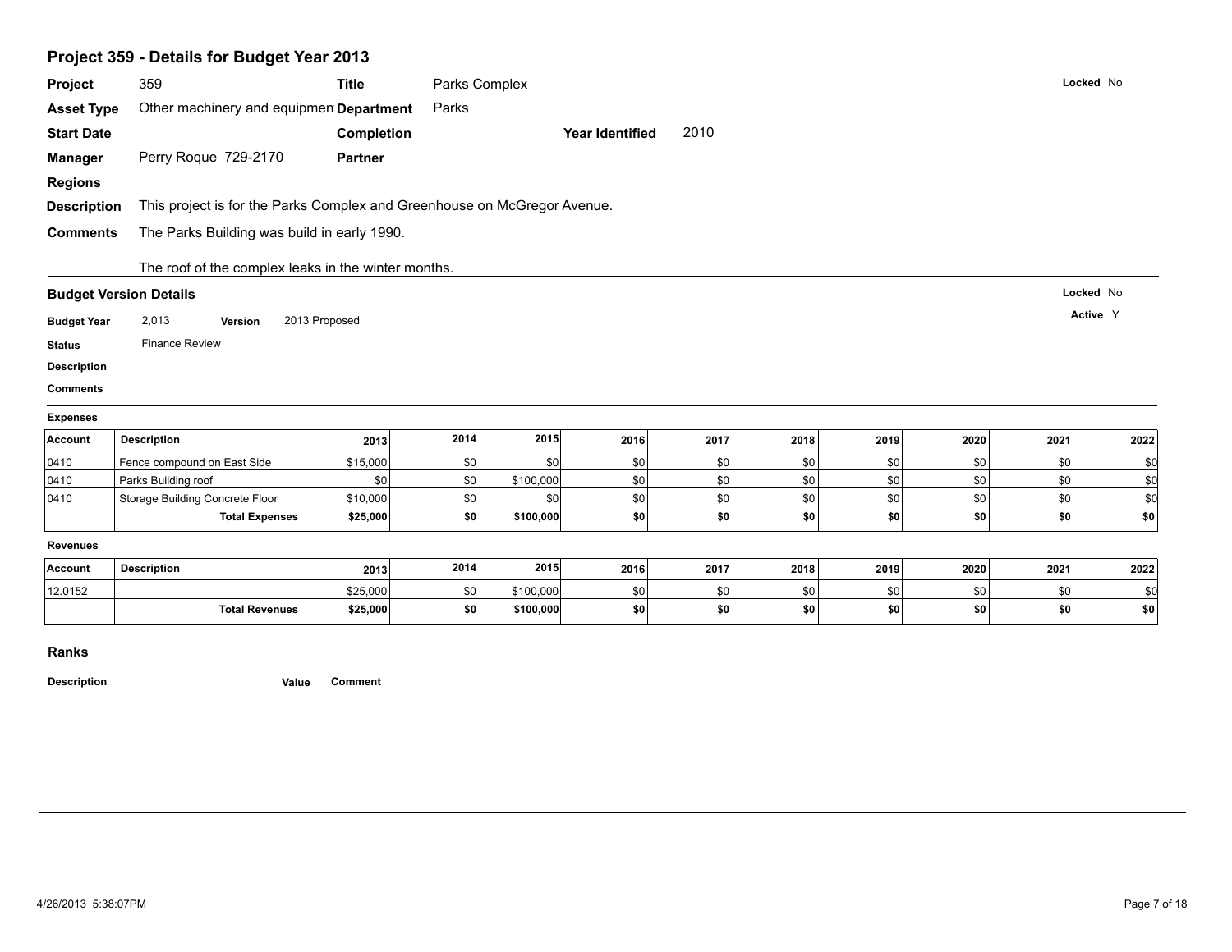## Project 359 - Details for Budget Year 2013

| | | | | | | |
|---|---|---|---|---|---|---|
| **Project** | 359 | **Title** | Parks Complex | | | **Locked** No |
| **Asset Type** | Other machinery and equipmen | **Department** | Parks | | | |
| **Start Date** | | **Completion** | | **Year Identified** | 2010 | |
| **Manager** | Perry Roque 729-2170 | **Partner** | | | | |
| **Regions** | | | | | | |

**Description** This project is for the Parks Complex and Greenhouse on McGregor Avenue.

**Comments** The Parks Building was build in early 1990.

The roof of the complex leaks in the winter months.

### Budget Version Details

**Locked** No

**Active** Y

**Budget Year** 2,013 **Version** 2013 Proposed

**Status** Finance Review

**Description**

**Comments**

#### Expenses

| Account | Description | 2013 | 2014 | 2015 | 2016 | 2017 | 2018 | 2019 | 2020 | 2021 | 2022 |
|---|---|---|---|---|---|---|---|---|---|---|---|
| 0410 | Fence compound on East Side | $15,000 | $0 | $0 | $0 | $0 | $0 | $0 | $0 | $0 | $0 |
| 0410 | Parks Building roof | $0 | $0 | $100,000 | $0 | $0 | $0 | $0 | $0 | $0 | $0 |
| 0410 | Storage Building Concrete Floor | $10,000 | $0 | $0 | $0 | $0 | $0 | $0 | $0 | $0 | $0 |
| | **Total Expenses** | **$25,000** | **$0** | **$100,000** | **$0** | **$0** | **$0** | **$0** | **$0** | **$0** | **$0** |

#### Revenues

| Account | Description | 2013 | 2014 | 2015 | 2016 | 2017 | 2018 | 2019 | 2020 | 2021 | 2022 |
|---|---|---|---|---|---|---|---|---|---|---|---|
| 12.0152 | | $25,000 | $0 | $100,000 | $0 | $0 | $0 | $0 | $0 | $0 | $0 |
| | **Total Revenues** | **$25,000** | **$0** | **$100,000** | **$0** | **$0** | **$0** | **$0** | **$0** | **$0** | **$0** |

### Ranks

| Description | Value | Comment |
|---|---|---|

4/26/2013 5:38:07PM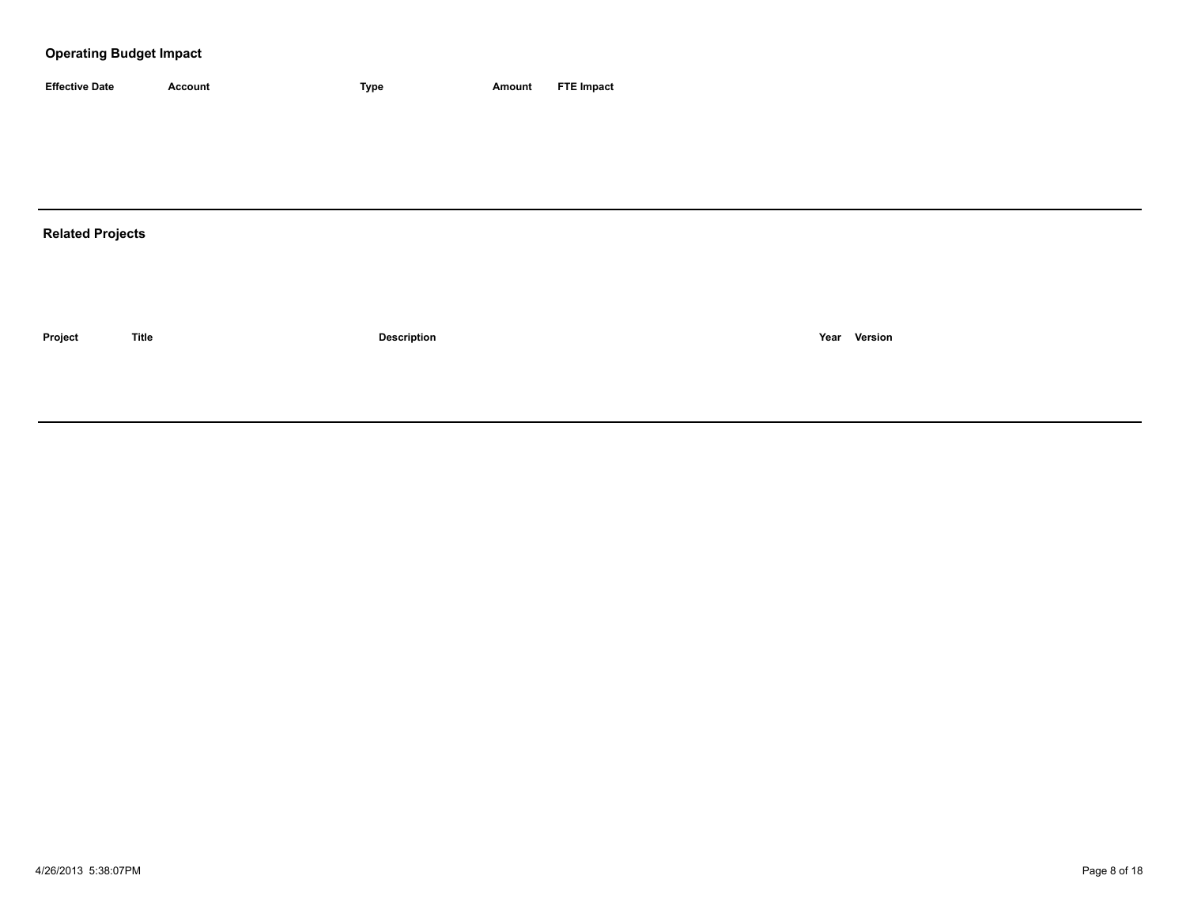## Operating Budget Impact

| Effective Date | Account | Type | Amount | FTE Impact |
| --- | --- | --- | --- | --- |

## Related Projects

| Project | Title | Description | Year | Version |
| --- | --- | --- | --- | --- |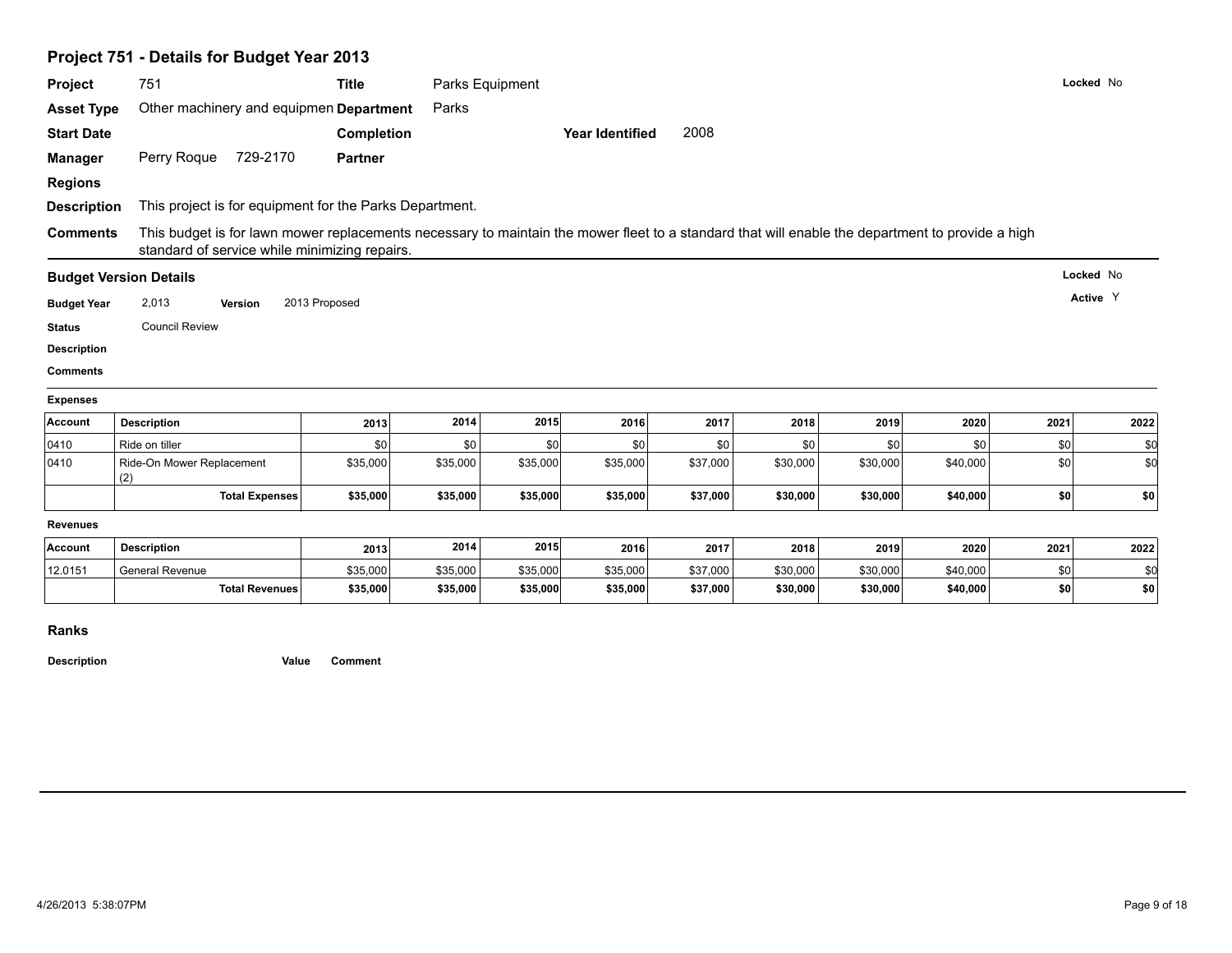## Project 751 - Details for Budget Year 2013

**Project** 751 **Title** Parks Equipment **Locked** No

**Asset Type** Other machinery and equipmen **Department** Parks

**Start Date** **Completion** **Year Identified** 2008

**Manager** Perry Roque 729-2170 **Partner**

**Regions**

**Description** This project is for equipment for the Parks Department.

**Comments** This budget is for lawn mower replacements necessary to maintain the mower fleet to a standard that will enable the department to provide a high standard of service while minimizing repairs.

### Budget Version Details

**Locked** No

**Active** Y

**Budget Year** 2,013 **Version** 2013 Proposed

**Status** Council Review

**Description**

**Comments**

**Expenses**

| Account | Description | 2013 | 2014 | 2015 | 2016 | 2017 | 2018 | 2019 | 2020 | 2021 | 2022 |
|---|---|---|---|---|---|---|---|---|---|---|---|
| 0410 | Ride on tiller | $0 | $0 | $0 | $0 | $0 | $0 | $0 | $0 | $0 | $0 |
| 0410 | Ride-On Mower Replacement (2) | $35,000 | $35,000 | $35,000 | $35,000 | $37,000 | $30,000 | $30,000 | $40,000 | $0 | $0 |
| | **Total Expenses** | **$35,000** | **$35,000** | **$35,000** | **$35,000** | **$37,000** | **$30,000** | **$30,000** | **$40,000** | **$0** | **$0** |

**Revenues**

| Account | Description | 2013 | 2014 | 2015 | 2016 | 2017 | 2018 | 2019 | 2020 | 2021 | 2022 |
|---|---|---|---|---|---|---|---|---|---|---|---|
| 12.0151 | General Revenue | $35,000 | $35,000 | $35,000 | $35,000 | $37,000 | $30,000 | $30,000 | $40,000 | $0 | $0 |
| | **Total Revenues** | **$35,000** | **$35,000** | **$35,000** | **$35,000** | **$37,000** | **$30,000** | **$30,000** | **$40,000** | **$0** | **$0** |

### Ranks

| Description | Value | Comment |
|---|---|---|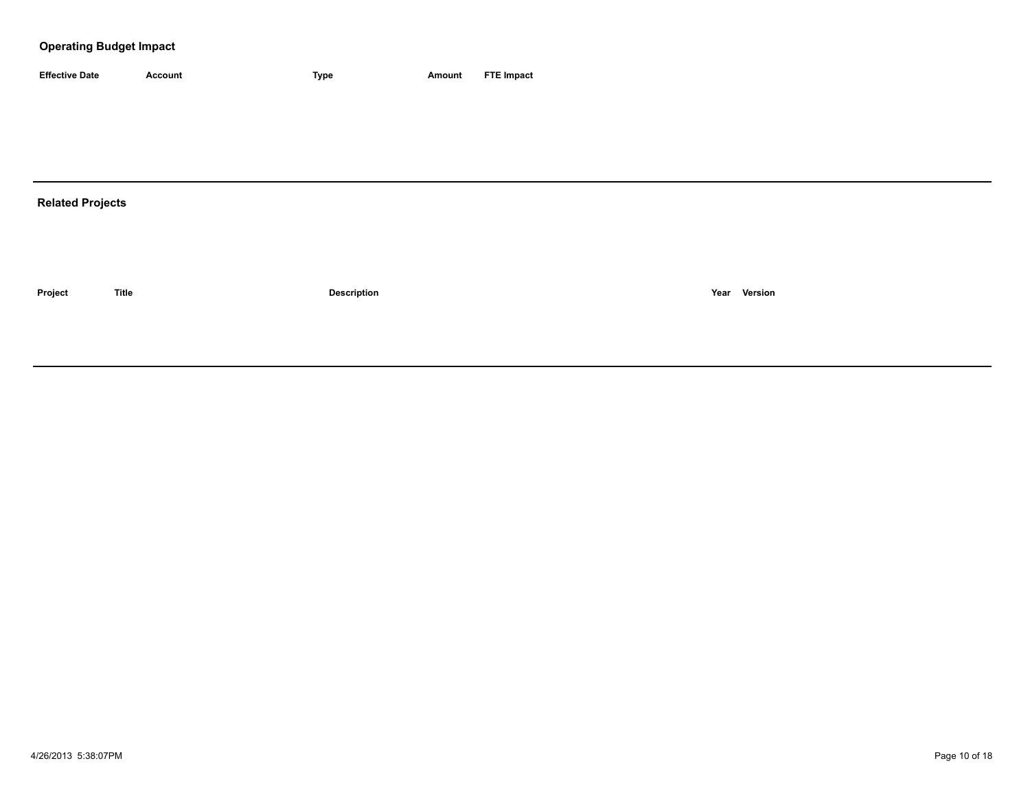## Operating Budget Impact

| Effective Date | Account | Type | Amount | FTE Impact |
| --- | --- | --- | --- | --- |

---

## Related Projects

| Project | Title | Description | Year | Version |
| --- | --- | --- | --- | --- |

---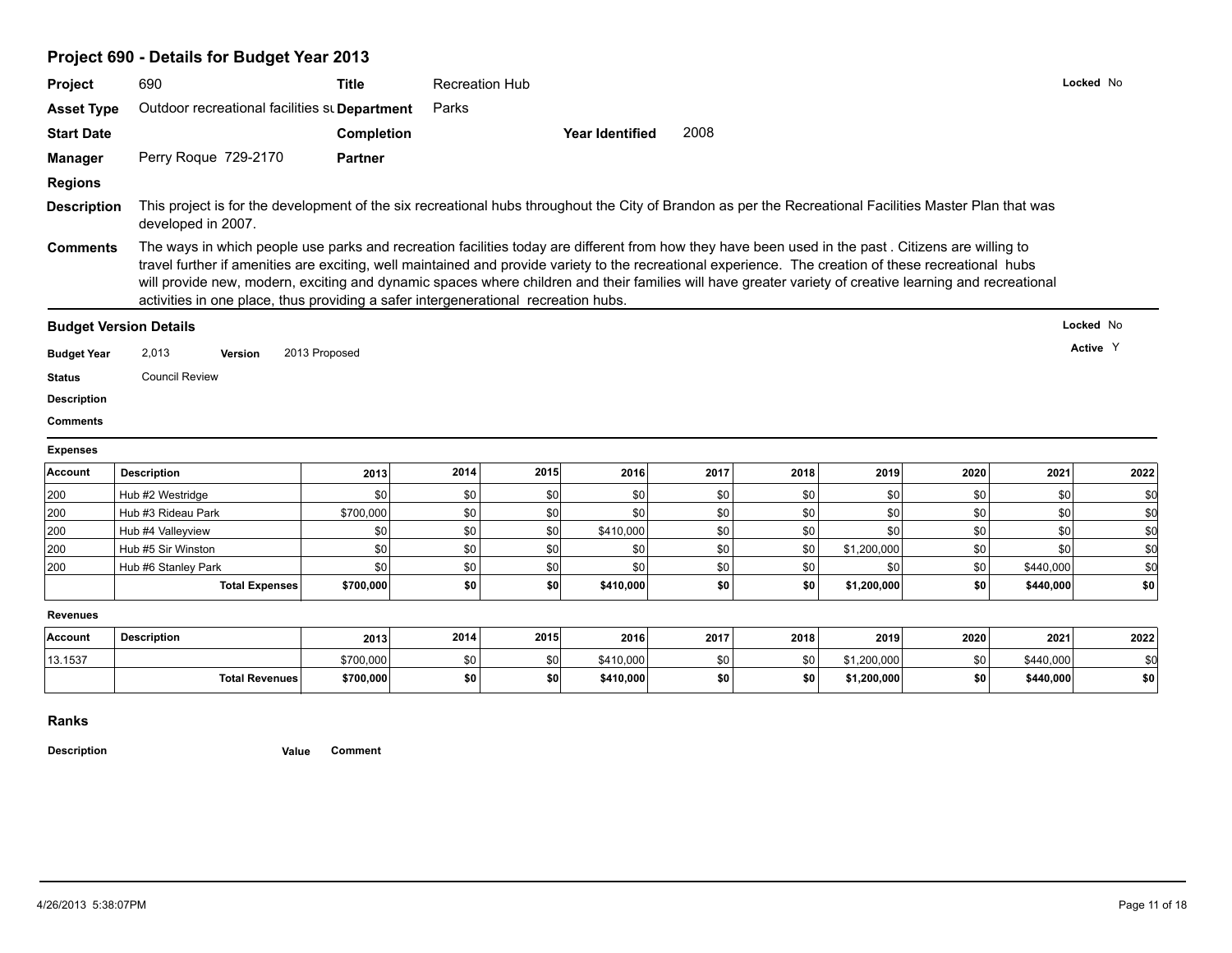## Project 690 - Details for Budget Year 2013

**Project** 690 **Title** Recreation Hub **Locked** No

**Asset Type** Outdoor recreational facilities su **Department** Parks

**Start Date** **Completion** **Year Identified** 2008

**Manager** Perry Roque 729-2170 **Partner**

**Regions**

**Description** This project is for the development of the six recreational hubs throughout the City of Brandon as per the Recreational Facilities Master Plan that was developed in 2007.

**Comments** The ways in which people use parks and recreation facilities today are different from how they have been used in the past . Citizens are willing to travel further if amenities are exciting, well maintained and provide variety to the recreational experience. The creation of these recreational hubs will provide new, modern, exciting and dynamic spaces where children and their families will have greater variety of creative learning and recreational activities in one place, thus providing a safer intergenerational recreation hubs.

### Budget Version Details

**Locked** No

**Active** Y

**Budget Year** 2,013 **Version** 2013 Proposed

**Status** Council Review

**Description**

**Comments**

**Expenses**

| Account | Description | 2013 | 2014 | 2015 | 2016 | 2017 | 2018 | 2019 | 2020 | 2021 | 2022 |
|---|---|---|---|---|---|---|---|---|---|---|---|
| 200 | Hub #2 Westridge | $0 | $0 | $0 | $0 | $0 | $0 | $0 | $0 | $0 | $0 |
| 200 | Hub #3 Rideau Park | $700,000 | $0 | $0 | $0 | $0 | $0 | $0 | $0 | $0 | $0 |
| 200 | Hub #4 Valleyview | $0 | $0 | $0 | $410,000 | $0 | $0 | $0 | $0 | $0 | $0 |
| 200 | Hub #5 Sir Winston | $0 | $0 | $0 | $0 | $0 | $0 | $1,200,000 | $0 | $0 | $0 |
| 200 | Hub #6 Stanley Park | $0 | $0 | $0 | $0 | $0 | $0 | $0 | $0 | $440,000 | $0 |
| | **Total Expenses** | **$700,000** | **$0** | **$0** | **$410,000** | **$0** | **$0** | **$1,200,000** | **$0** | **$440,000** | **$0** |

**Revenues**

| Account | Description | 2013 | 2014 | 2015 | 2016 | 2017 | 2018 | 2019 | 2020 | 2021 | 2022 |
|---|---|---|---|---|---|---|---|---|---|---|---|
| 13.1537 | | $700,000 | $0 | $0 | $410,000 | $0 | $0 | $1,200,000 | $0 | $440,000 | $0 |
| | **Total Revenues** | **$700,000** | **$0** | **$0** | **$410,000** | **$0** | **$0** | **$1,200,000** | **$0** | **$440,000** | **$0** |

### Ranks

| Description | Value | Comment |
|---|---|---|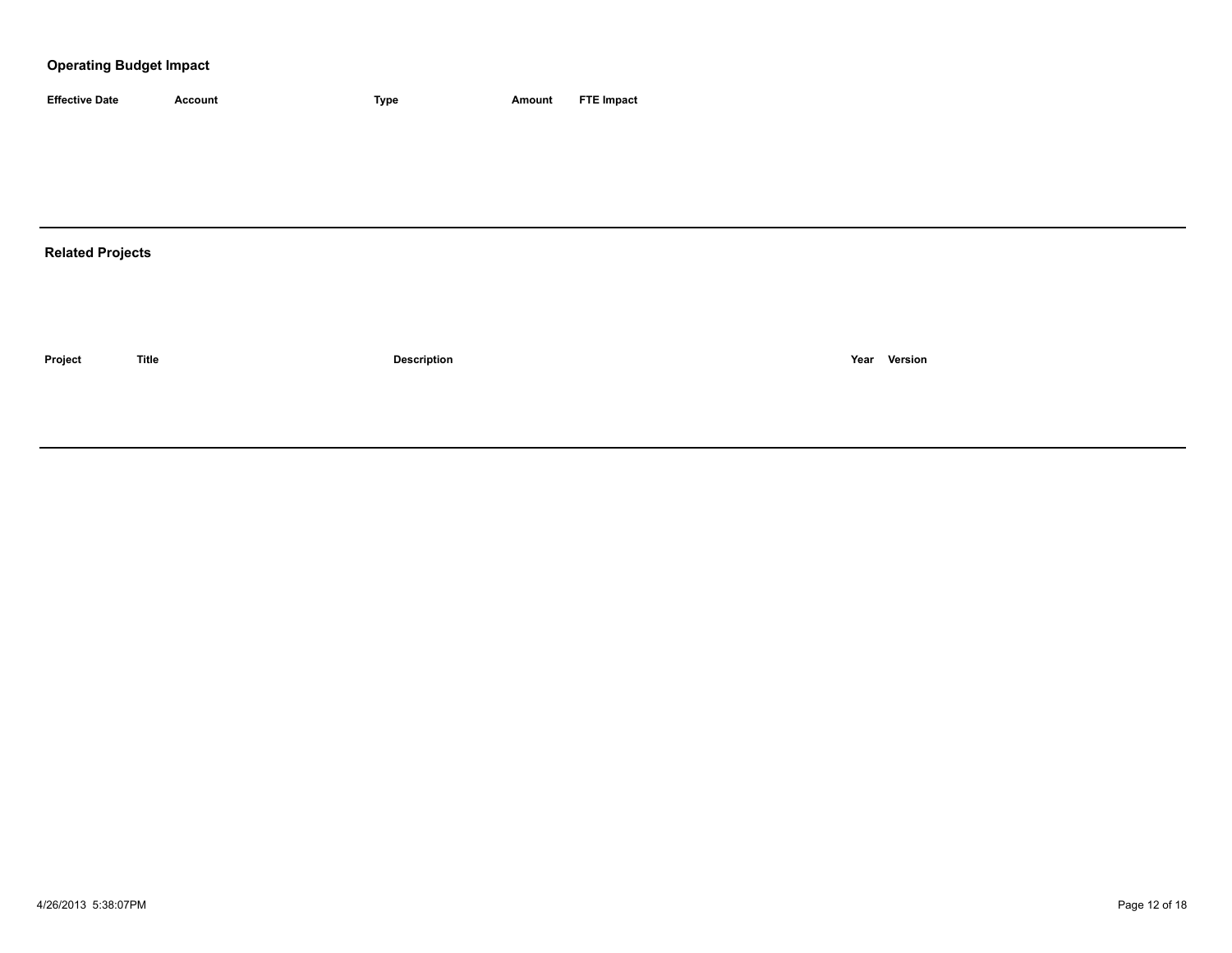## Operating Budget Impact

| Effective Date | Account | Type | Amount | FTE Impact |
| --- | --- | --- | --- | --- |

## Related Projects

| Project | Title | Description | Year | Version |
| --- | --- | --- | --- | --- |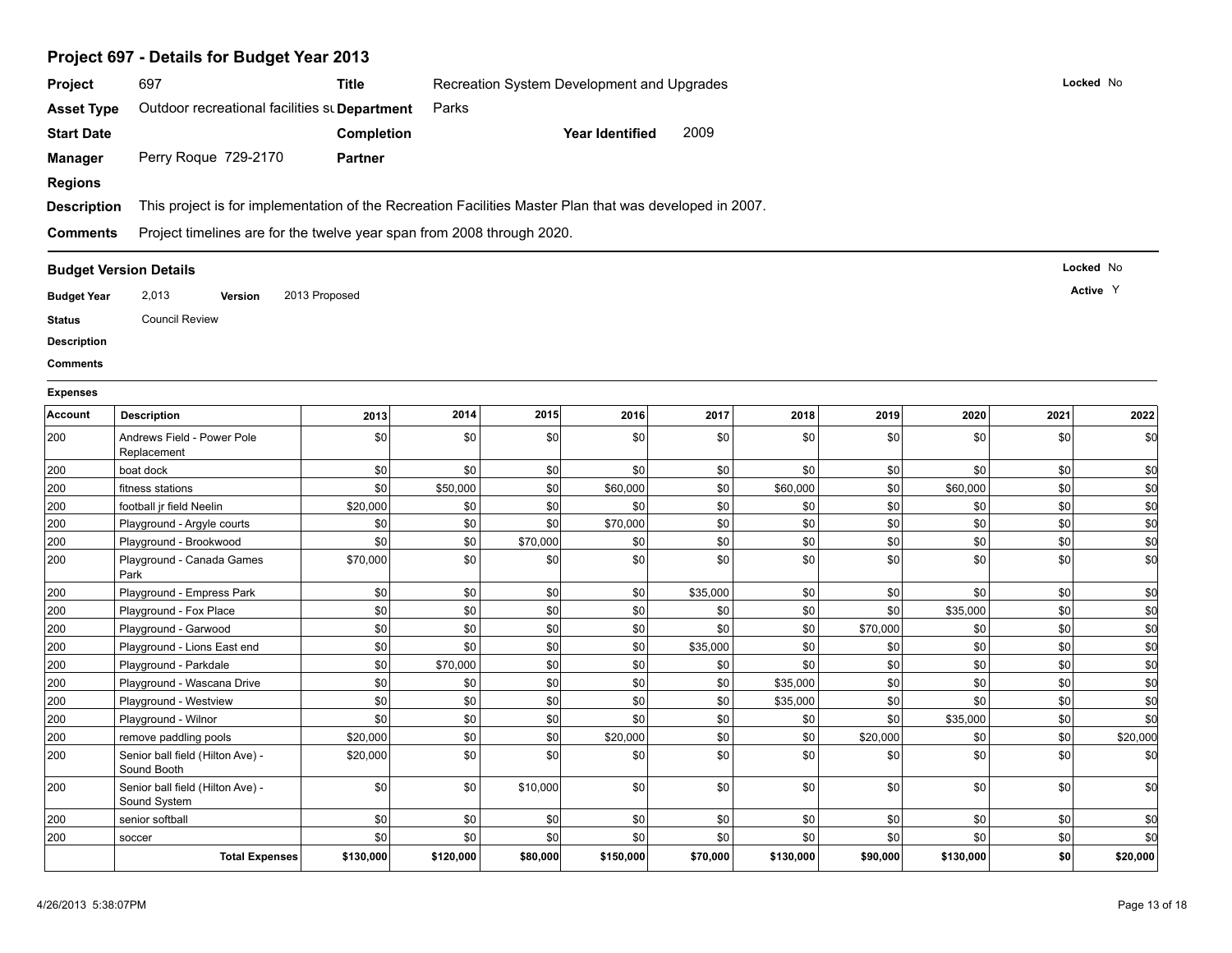## Project 697 - Details for Budget Year 2013

**Project** 697 **Title** Recreation System Development and Upgrades **Locked** No

**Asset Type** Outdoor recreational facilities su **Department** Parks

**Start Date** **Completion** **Year Identified** 2009

**Manager** Perry Roque 729-2170 **Partner**

**Regions**

**Description** This project is for implementation of the Recreation Facilities Master Plan that was developed in 2007.

**Comments** Project timelines are for the twelve year span from 2008 through 2020.

### Budget Version Details

**Locked** No

**Active** Y

**Budget Year** 2,013 **Version** 2013 Proposed

**Status** Council Review

**Description**

**Comments**

**Expenses**

| Account | Description | 2013 | 2014 | 2015 | 2016 | 2017 | 2018 | 2019 | 2020 | 2021 | 2022 |
|---|---|---|---|---|---|---|---|---|---|---|---|
| 200 | Andrews Field - Power Pole Replacement | $0 | $0 | $0 | $0 | $0 | $0 | $0 | $0 | $0 | $0 |
| 200 | boat dock | $0 | $0 | $0 | $0 | $0 | $0 | $0 | $0 | $0 | $0 |
| 200 | fitness stations | $0 | $50,000 | $0 | $60,000 | $0 | $60,000 | $0 | $60,000 | $0 | $0 |
| 200 | football jr field Neelin | $20,000 | $0 | $0 | $0 | $0 | $0 | $0 | $0 | $0 | $0 |
| 200 | Playground - Argyle courts | $0 | $0 | $0 | $70,000 | $0 | $0 | $0 | $0 | $0 | $0 |
| 200 | Playground - Brookwood | $0 | $0 | $70,000 | $0 | $0 | $0 | $0 | $0 | $0 | $0 |
| 200 | Playground - Canada Games Park | $70,000 | $0 | $0 | $0 | $0 | $0 | $0 | $0 | $0 | $0 |
| 200 | Playground - Empress Park | $0 | $0 | $0 | $0 | $35,000 | $0 | $0 | $0 | $0 | $0 |
| 200 | Playground - Fox Place | $0 | $0 | $0 | $0 | $0 | $0 | $0 | $35,000 | $0 | $0 |
| 200 | Playground - Garwood | $0 | $0 | $0 | $0 | $0 | $0 | $70,000 | $0 | $0 | $0 |
| 200 | Playground - Lions East end | $0 | $0 | $0 | $0 | $35,000 | $0 | $0 | $0 | $0 | $0 |
| 200 | Playground - Parkdale | $0 | $70,000 | $0 | $0 | $0 | $0 | $0 | $0 | $0 | $0 |
| 200 | Playground - Wascana Drive | $0 | $0 | $0 | $0 | $0 | $35,000 | $0 | $0 | $0 | $0 |
| 200 | Playground - Westview | $0 | $0 | $0 | $0 | $0 | $35,000 | $0 | $0 | $0 | $0 |
| 200 | Playground - Wilnor | $0 | $0 | $0 | $0 | $0 | $0 | $0 | $35,000 | $0 | $0 |
| 200 | remove paddling pools | $20,000 | $0 | $0 | $20,000 | $0 | $0 | $20,000 | $0 | $0 | $20,000 |
| 200 | Senior ball field (Hilton Ave) - Sound Booth | $20,000 | $0 | $0 | $0 | $0 | $0 | $0 | $0 | $0 | $0 |
| 200 | Senior ball field (Hilton Ave) - Sound System | $0 | $0 | $10,000 | $0 | $0 | $0 | $0 | $0 | $0 | $0 |
| 200 | senior softball | $0 | $0 | $0 | $0 | $0 | $0 | $0 | $0 | $0 | $0 |
| 200 | soccer | $0 | $0 | $0 | $0 | $0 | $0 | $0 | $0 | $0 | $0 |
| | **Total Expenses** | **$130,000** | **$120,000** | **$80,000** | **$150,000** | **$70,000** | **$130,000** | **$90,000** | **$130,000** | **$0** | **$20,000** |

4/26/2013 5:38:07PM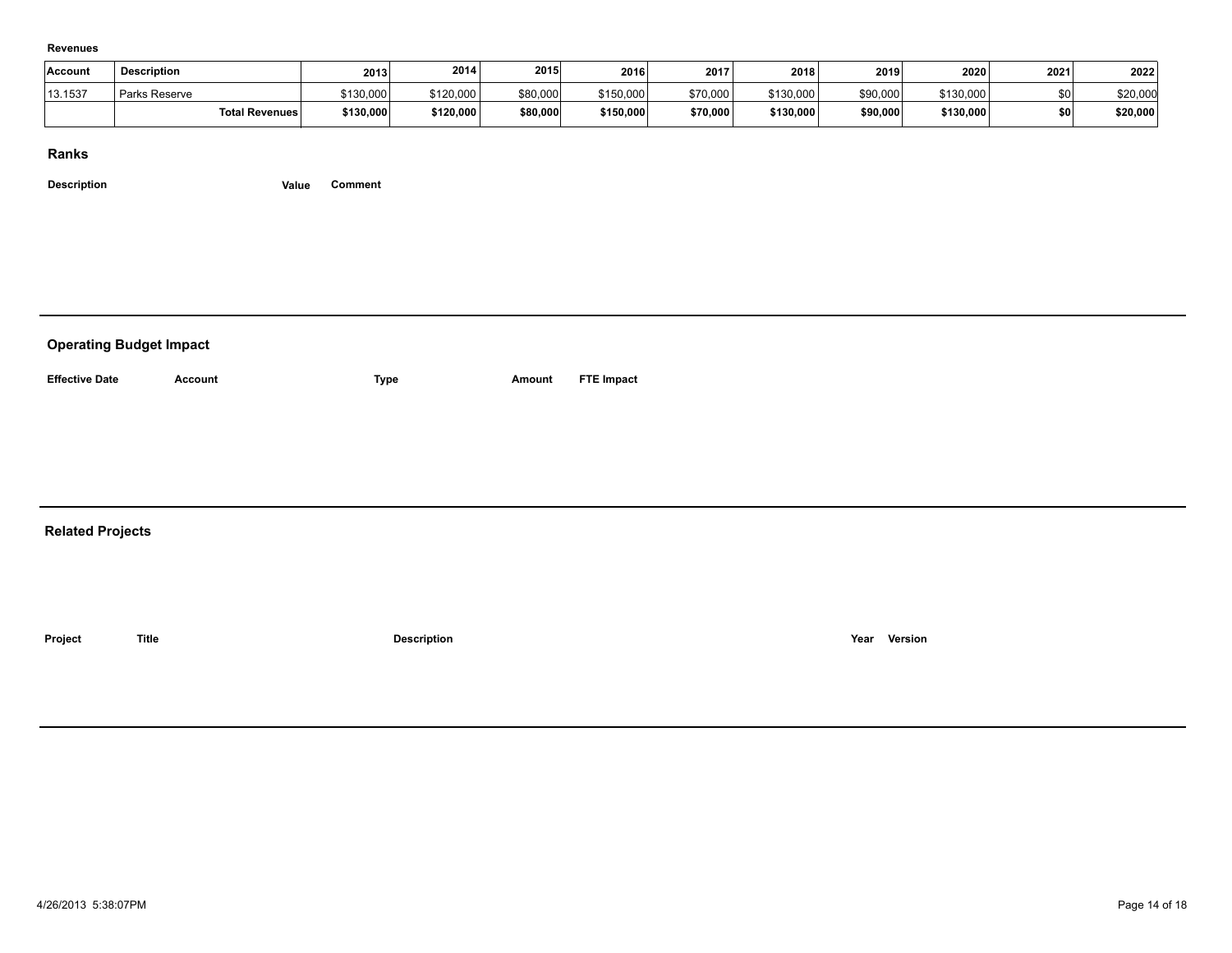**Revenues**

| Account | Description | 2013 | 2014 | 2015 | 2016 | 2017 | 2018 | 2019 | 2020 | 2021 | 2022 |
|---|---|---|---|---|---|---|---|---|---|---|---|
| 13.1537 | Parks Reserve | $130,000 | $120,000 | $80,000 | $150,000 | $70,000 | $130,000 | $90,000 | $130,000 | $0 | $20,000 |
| | **Total Revenues** | **$130,000** | **$120,000** | **$80,000** | **$150,000** | **$70,000** | **$130,000** | **$90,000** | **$130,000** | **$0** | **$20,000** |

## Ranks

| Description | Value | Comment |
|---|---|---|

## Operating Budget Impact

| Effective Date | Account | Type | Amount | FTE Impact |
|---|---|---|---|---|

## Related Projects

| Project | Title | Description | Year | Version |
|---|---|---|---|---|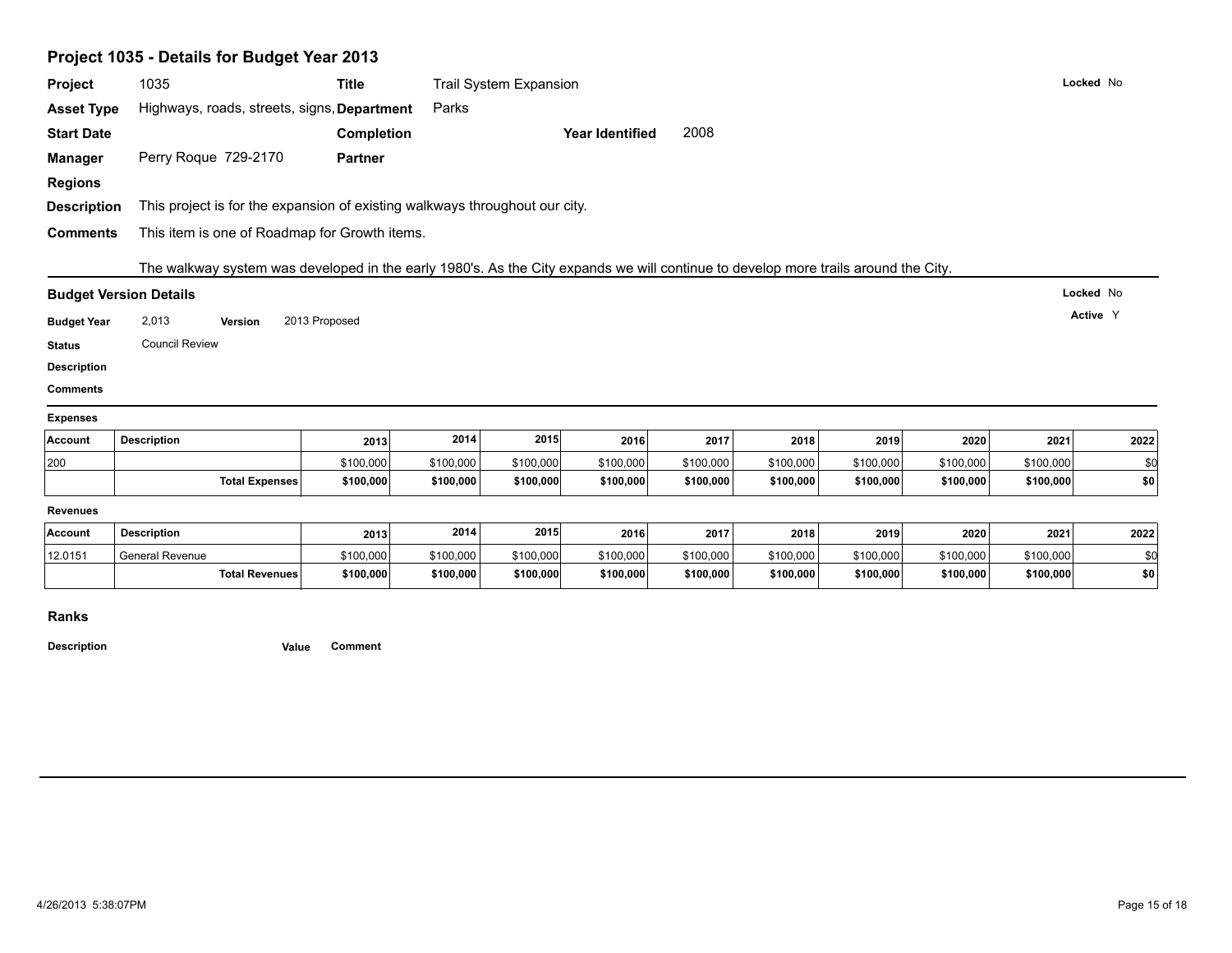## Project 1035 - Details for Budget Year 2013

**Project** 1035 **Title** Trail System Expansion **Locked** No

**Asset Type** Highways, roads, streets, signs, **Department** Parks

**Start Date** **Completion** **Year Identified** 2008

**Manager** Perry Roque 729-2170 **Partner**

**Regions**

**Description** This project is for the expansion of existing walkways throughout our city.

**Comments** This item is one of Roadmap for Growth items.

The walkway system was developed in the early 1980's. As the City expands we will continue to develop more trails around the City.

### Budget Version Details

**Locked** No

**Active** Y

**Budget Year** 2,013 **Version** 2013 Proposed

**Status** Council Review

**Description**

**Comments**

**Expenses**

| Account | Description | 2013 | 2014 | 2015 | 2016 | 2017 | 2018 | 2019 | 2020 | 2021 | 2022 |
|---|---|---|---|---|---|---|---|---|---|---|---|
| 200 | | $100,000 | $100,000 | $100,000 | $100,000 | $100,000 | $100,000 | $100,000 | $100,000 | $100,000 | $0 |
| | **Total Expenses** | **$100,000** | **$100,000** | **$100,000** | **$100,000** | **$100,000** | **$100,000** | **$100,000** | **$100,000** | **$100,000** | **$0** |

**Revenues**

| Account | Description | 2013 | 2014 | 2015 | 2016 | 2017 | 2018 | 2019 | 2020 | 2021 | 2022 |
|---|---|---|---|---|---|---|---|---|---|---|---|
| 12.0151 | General Revenue | $100,000 | $100,000 | $100,000 | $100,000 | $100,000 | $100,000 | $100,000 | $100,000 | $100,000 | $0 |
| | **Total Revenues** | **$100,000** | **$100,000** | **$100,000** | **$100,000** | **$100,000** | **$100,000** | **$100,000** | **$100,000** | **$100,000** | **$0** |

### Ranks

| Description | Value | Comment |
|---|---|---|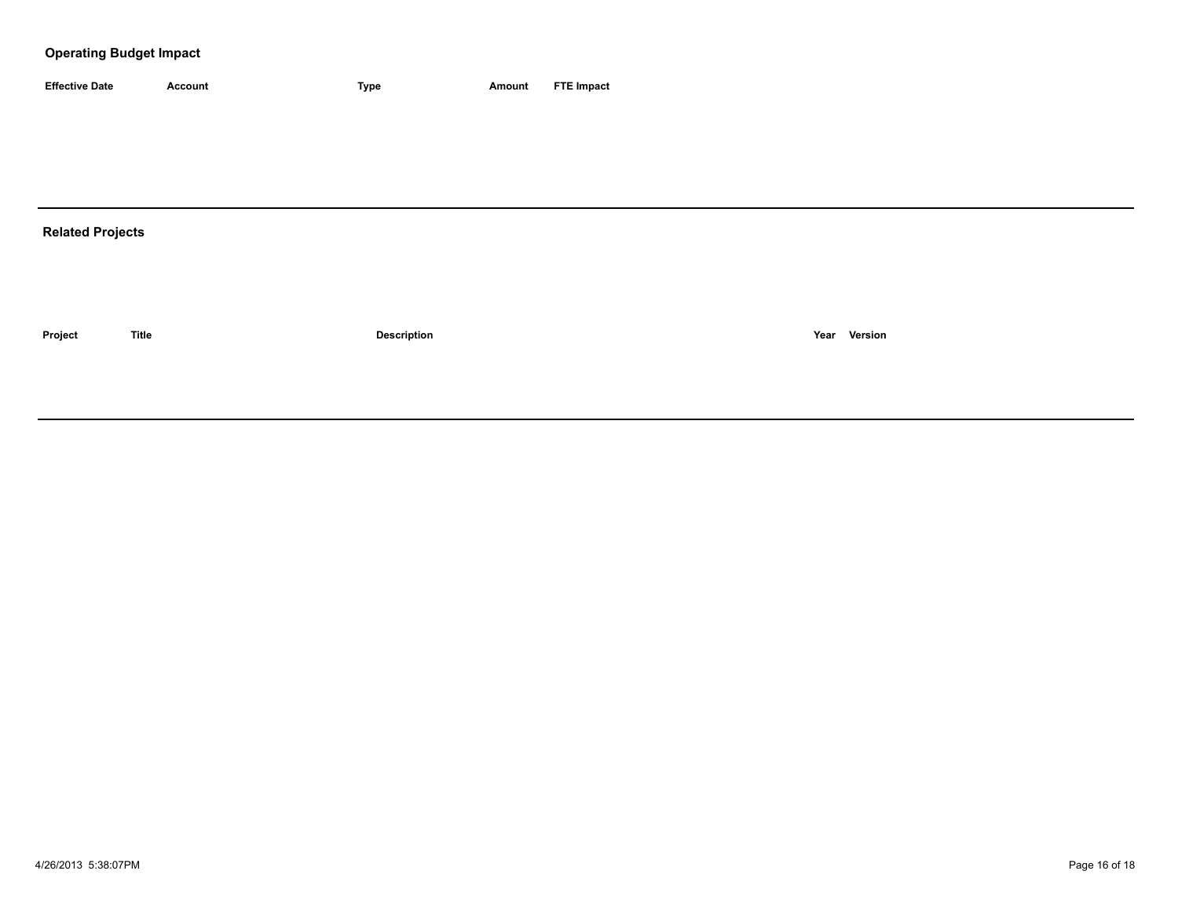## Operating Budget Impact

| Effective Date | Account | Type | Amount | FTE Impact |
|---|---|---|---|---|

## Related Projects

| Project | Title | Description | Year | Version |
|---|---|---|---|---|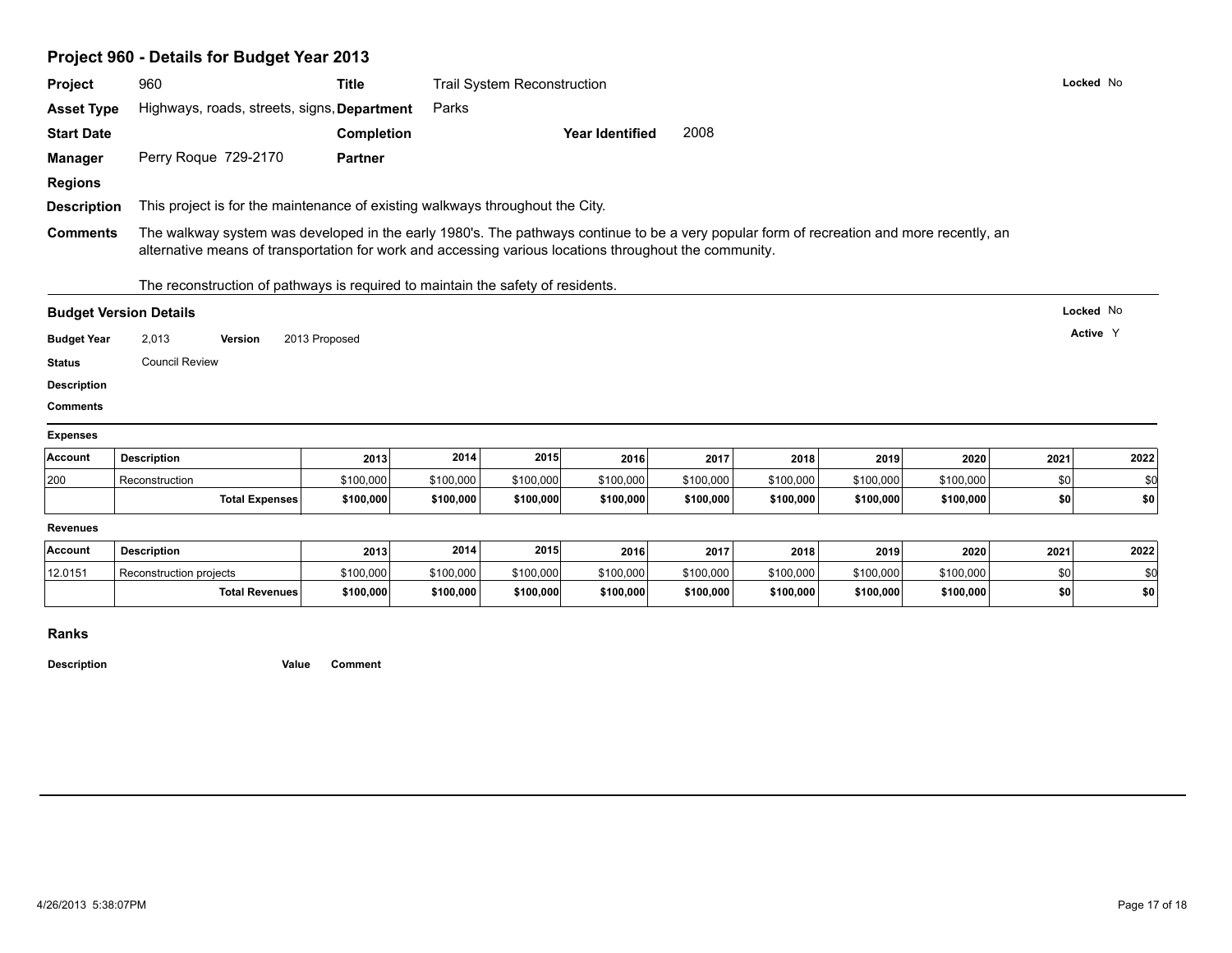## Project 960 - Details for Budget Year 2013

**Project** 960 **Title** Trail System Reconstruction **Locked** No

**Asset Type** Highways, roads, streets, signs, **Department** Parks

**Start Date** **Completion** **Year Identified** 2008

**Manager** Perry Roque 729-2170 **Partner**

**Regions**

**Description** This project is for the maintenance of existing walkways throughout the City.

**Comments** The walkway system was developed in the early 1980's. The pathways continue to be a very popular form of recreation and more recently, an alternative means of transportation for work and accessing various locations throughout the community.

The reconstruction of pathways is required to maintain the safety of residents.

### Budget Version Details

**Locked** No

**Active** Y

**Budget Year** 2,013 **Version** 2013 Proposed

**Status** Council Review

**Description**

**Comments**

**Expenses**

| Account | Description | 2013 | 2014 | 2015 | 2016 | 2017 | 2018 | 2019 | 2020 | 2021 | 2022 |
|---|---|---|---|---|---|---|---|---|---|---|---|
| 200 | Reconstruction | $100,000 | $100,000 | $100,000 | $100,000 | $100,000 | $100,000 | $100,000 | $100,000 | $0 | $0 |
| | **Total Expenses** | **$100,000** | **$100,000** | **$100,000** | **$100,000** | **$100,000** | **$100,000** | **$100,000** | **$100,000** | **$0** | **$0** |

**Revenues**

| Account | Description | 2013 | 2014 | 2015 | 2016 | 2017 | 2018 | 2019 | 2020 | 2021 | 2022 |
|---|---|---|---|---|---|---|---|---|---|---|---|
| 12.0151 | Reconstruction projects | $100,000 | $100,000 | $100,000 | $100,000 | $100,000 | $100,000 | $100,000 | $100,000 | $0 | $0 |
| | **Total Revenues** | **$100,000** | **$100,000** | **$100,000** | **$100,000** | **$100,000** | **$100,000** | **$100,000** | **$100,000** | **$0** | **$0** |

### Ranks

| Description | Value | Comment |
|---|---|---|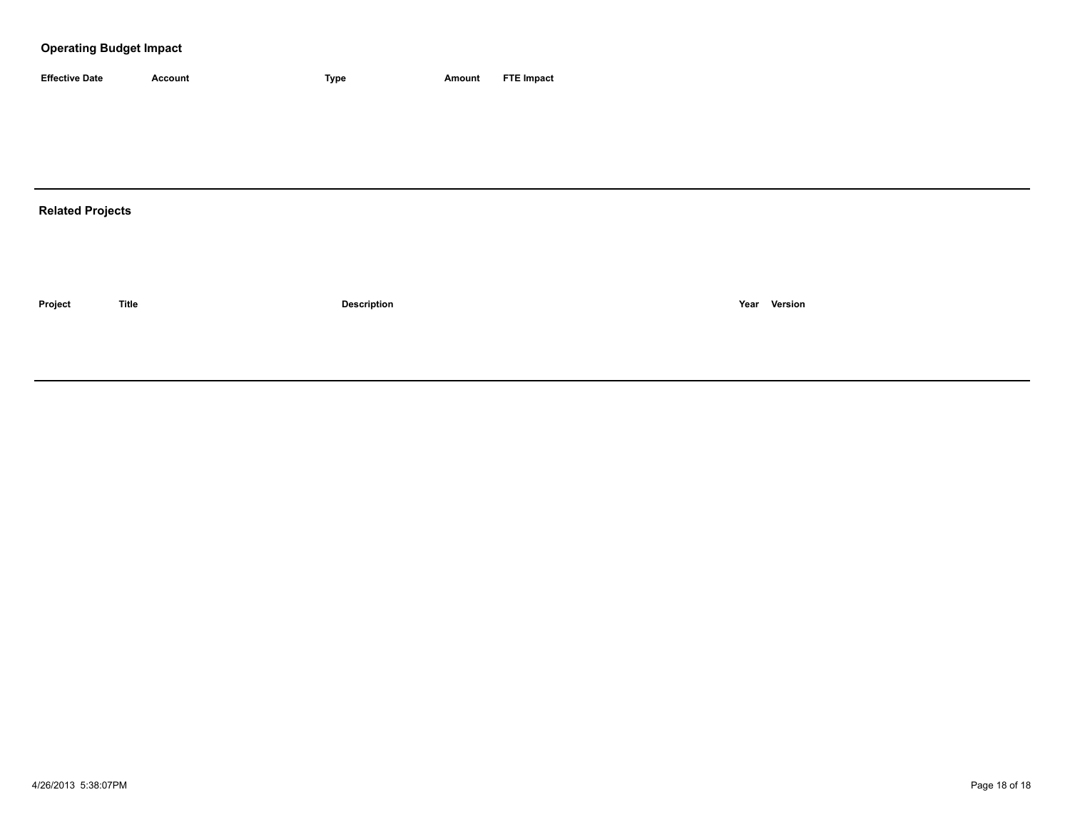## Operating Budget Impact

| Effective Date | Account | Type | Amount | FTE Impact |
|---|---|---|---|---|

## Related Projects

| Project | Title | Description | Year | Version |
|---|---|---|---|---|